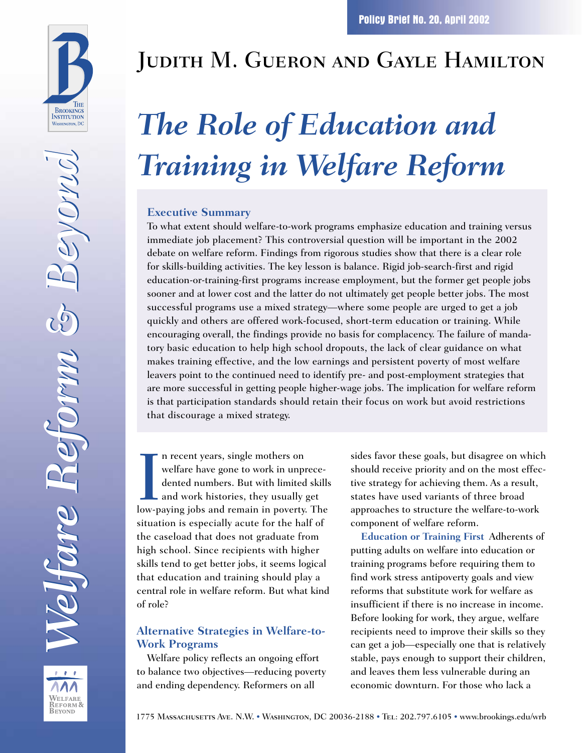Policy Brief No. 20, April 2002

# Judith M. Gueron and Gayle Hamilton

# *The Role of Education and Training in Welfare Reform*

### Executive Summary

To what extent should welfare-to-work programs emphasize education and training versus immediate job placement? This controversial question will be important in the 2002 debate on welfare reform. Findings from rigorous studies show that there is a clear role for skills-building activities. The key lesson is balance. Rigid job-search-first and rigid education-or-training-first programs increase employment, but the former get people jobs sooner and at lower cost and the latter do not ultimately get people better jobs. The most successful programs use a mixed strategy—where some people are urged to get a job quickly and others are offered work-focused, short-term education or training. While encouraging overall, the findings provide no basis for complacency. The failure of mandatory basic education to help high school dropouts, the lack of clear guidance on what makes training effective, and the low earnings and persistent poverty of most welfare leavers point to the continued need to identify pre- and post-employment strategies that are more successful in getting people higher-wage jobs. The implication for welfare reform is that participation standards should retain their focus on work but avoid restrictions that discourage a mixed strategy.

In recent years, single mothers on welfare have gone to work in unprecedented numbers. But with limited skills and work histories, they usually get low-paying jobs and remain in poverty. The situation is especially acute for the half of the caseload that does not graduate from high school. Since recipients with higher skills tend to get better jobs, it seems logical that education and training should play a central role in welfare reform. But what kind of role?

## Alternative Strategies in Welfare-to-Work Programs

Welfare policy reflects an ongoing effort to balance two objectives—reducing poverty and ending dependency. Reformers on all sides favor these goals, but disagree on which should receive priority and on the most effective strategy for achieving them. As a result, states have used variants of three broad approaches to structure the welfare-to-work component of welfare reform.

**Education or Training First** Adherents of putting adults on welfare into education or training programs before requiring them to find work stress antipoverty goals and view reforms that substitute work for welfare as insufficient if there is no increase in income. Before looking for work, they argue, welfare recipients need to improve their skills so they can get a job—especially one that is relatively stable, pays enough to support their children, and leaves them less vulnerable during an economic downturn. For those who lack a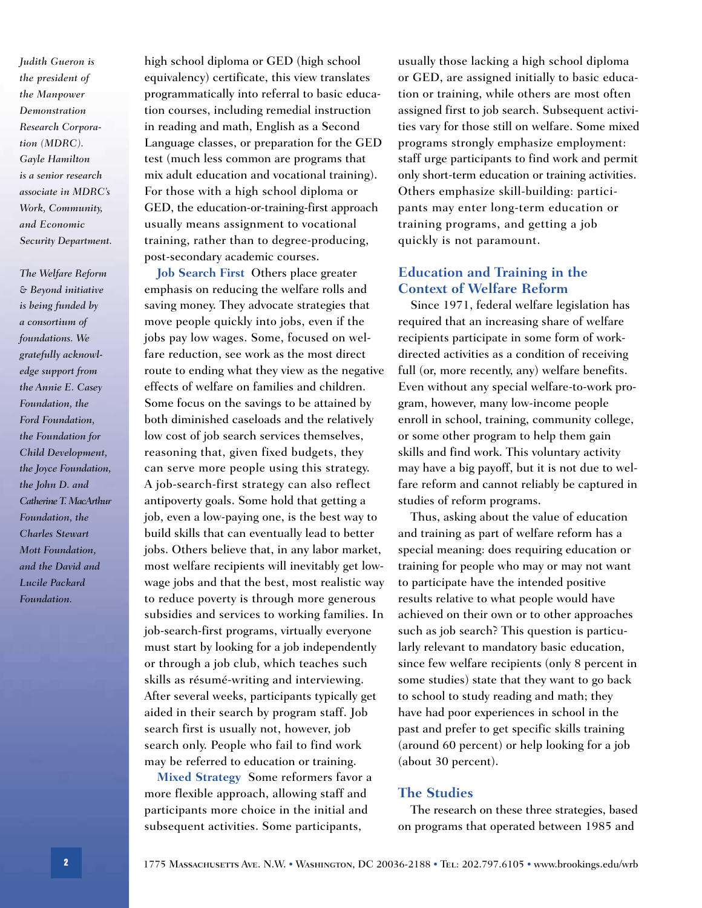*Judith Gueron is the president of the Manpower Demonstration Research Corporation (MDRC). Gayle Hamilton is a senior research associate in MDRC's Work, Community, and Economic Security Department.*

*The Welfare Reform & Beyond initiative is being funded by a consortium of foundations. We gratefully acknowledge support from the Annie E. Casey Foundation, the Ford Foundation, the Foundation for Child Development, the Joyce Foundation, the John D. and Catherine T. MacArthur Foundation, the Charles Stewart Mott Foundation, and the David and Lucile Packard Foundation.*

high school diploma or GED (high school equivalency) certificate, this view translates programmatically into referral to basic education courses, including remedial instruction in reading and math, English as a Second Language classes, or preparation for the GED test (much less common are programs that mix adult education and vocational training). For those with a high school diploma or GED, the education-or-training-first approach usually means assignment to vocational training, rather than to degree-producing, post-secondary academic courses.

**Job Search First** Others place greater emphasis on reducing the welfare rolls and saving money. They advocate strategies that move people quickly into jobs, even if the jobs pay low wages. Some, focused on welfare reduction, see work as the most direct route to ending what they view as the negative effects of welfare on families and children. Some focus on the savings to be attained by both diminished caseloads and the relatively low cost of job search services themselves, reasoning that, given fixed budgets, they can serve more people using this strategy. A job-search-first strategy can also reflect antipoverty goals. Some hold that getting a job, even a low-paying one, is the best way to build skills that can eventually lead to better jobs. Others believe that, in any labor market, most welfare recipients will inevitably get low-wage jobs and that the best, most realistic way to reduce poverty is through more generous subsidies and services to working families. In job-search-first programs, virtually everyone must start by looking for a job independently or through a job club, which teaches such skills as résumé-writing and interviewing. After several weeks, participants typically get aided in their search by program staff. Job search first is usually not, however, job search only. People who fail to find work may be referred to education or training.

**Mixed Strategy** Some reformers favor a more flexible approach, allowing staff and participants more choice in the initial and subsequent activities. Some participants, usually those lacking a high school diploma or GED, are assigned initially to basic education or training, while others are most often assigned first to job search. Subsequent activities vary for those still on welfare. Some mixed programs strongly emphasize employment: staff urge participants to find work and permit only short-term education or training activities. Others emphasize skill-building: participants may enter long-term education or training programs, and getting a job quickly is not paramount.

## Education and Training in the Context of Welfare Reform

Since 1971, federal welfare legislation has required that an increasing share of welfare recipients participate in some form of work-directed activities as a condition of receiving full (or, more recently, any) welfare benefits. Even without any special welfare-to-work program, however, many low-income people enroll in school, training, community college, or some other program to help them gain skills and find work. This voluntary activity may have a big payoff, but it is not due to welfare reform and cannot reliably be captured in studies of reform programs.

Thus, asking about the value of education and training as part of welfare reform has a special meaning: does requiring education or training for people who may or may not want to participate have the intended positive results relative to what people would have achieved on their own or to other approaches such as job search? This question is particularly relevant to mandatory basic education, since few welfare recipients (only 8 percent in some studies) state that they want to go back to school to study reading and math; they have had poor experiences in school in the past and prefer to get specific skills training (around 60 percent) or help looking for a job (about 30 percent).

## The Studies

The research on these three strategies, based on programs that operated between 1985 and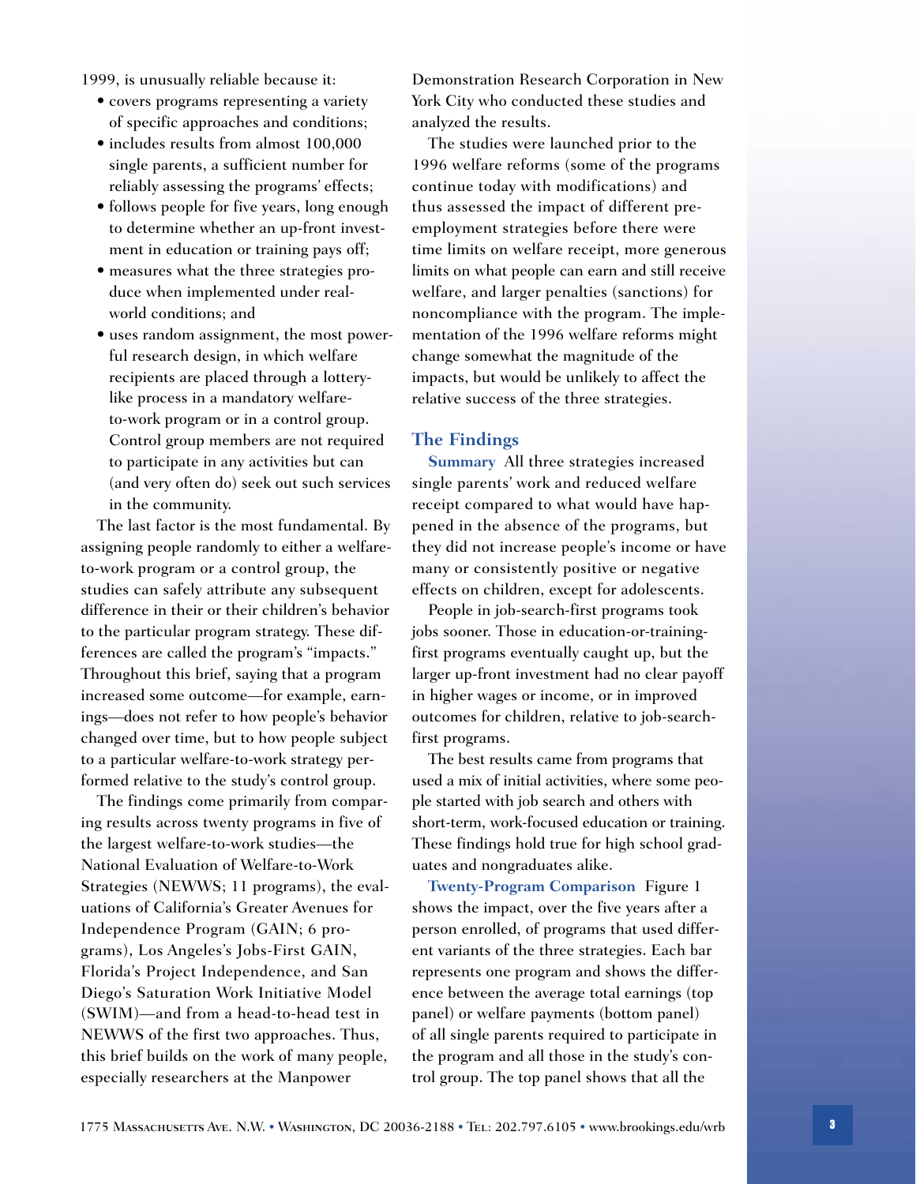1999, is unusually reliable because it:

- covers programs representing a variety of specific approaches and conditions;
- includes results from almost 100,000 single parents, a sufficient number for reliably assessing the programs' effects;
- follows people for five years, long enough to determine whether an up-front investment in education or training pays off;
- measures what the three strategies produce when implemented under real-world conditions; and
- uses random assignment, the most powerful research design, in which welfare recipients are placed through a lottery-like process in a mandatory welfare-to-work program or in a control group. Control group members are not required to participate in any activities but can (and very often do) seek out such services in the community.

The last factor is the most fundamental. By assigning people randomly to either a welfare-to-work program or a control group, the studies can safely attribute any subsequent difference in their or their children's behavior to the particular program strategy. These differences are called the program's "impacts." Throughout this brief, saying that a program increased some outcome—for example, earnings—does not refer to how people's behavior changed over time, but to how people subject to a particular welfare-to-work strategy performed relative to the study's control group.

The findings come primarily from comparing results across twenty programs in five of the largest welfare-to-work studies—the National Evaluation of Welfare-to-Work Strategies (NEWWS; 11 programs), the evaluations of California's Greater Avenues for Independence Program (GAIN; 6 programs), Los Angeles's Jobs-First GAIN, Florida's Project Independence, and San Diego's Saturation Work Initiative Model (SWIM)—and from a head-to-head test in NEWWS of the first two approaches. Thus, this brief builds on the work of many people, especially researchers at the Manpower Demonstration Research Corporation in New York City who conducted these studies and analyzed the results.

The studies were launched prior to the 1996 welfare reforms (some of the programs continue today with modifications) and thus assessed the impact of different pre-employment strategies before there were time limits on welfare receipt, more generous limits on what people can earn and still receive welfare, and larger penalties (sanctions) for noncompliance with the program. The implementation of the 1996 welfare reforms might change somewhat the magnitude of the impacts, but would be unlikely to affect the relative success of the three strategies.

## The Findings

**Summary** All three strategies increased single parents' work and reduced welfare receipt compared to what would have happened in the absence of the programs, but they did not increase people's income or have many or consistently positive or negative effects on children, except for adolescents.

People in job-search-first programs took jobs sooner. Those in education-or-training-first programs eventually caught up, but the larger up-front investment had no clear payoff in higher wages or income, or in improved outcomes for children, relative to job-search-first programs.

The best results came from programs that used a mix of initial activities, where some people started with job search and others with short-term, work-focused education or training. These findings hold true for high school graduates and nongraduates alike.

**Twenty-Program Comparison** Figure 1 shows the impact, over the five years after a person enrolled, of programs that used different variants of the three strategies. Each bar represents one program and shows the difference between the average total earnings (top panel) or welfare payments (bottom panel) of all single parents required to participate in the program and all those in the study's control group. The top panel shows that all the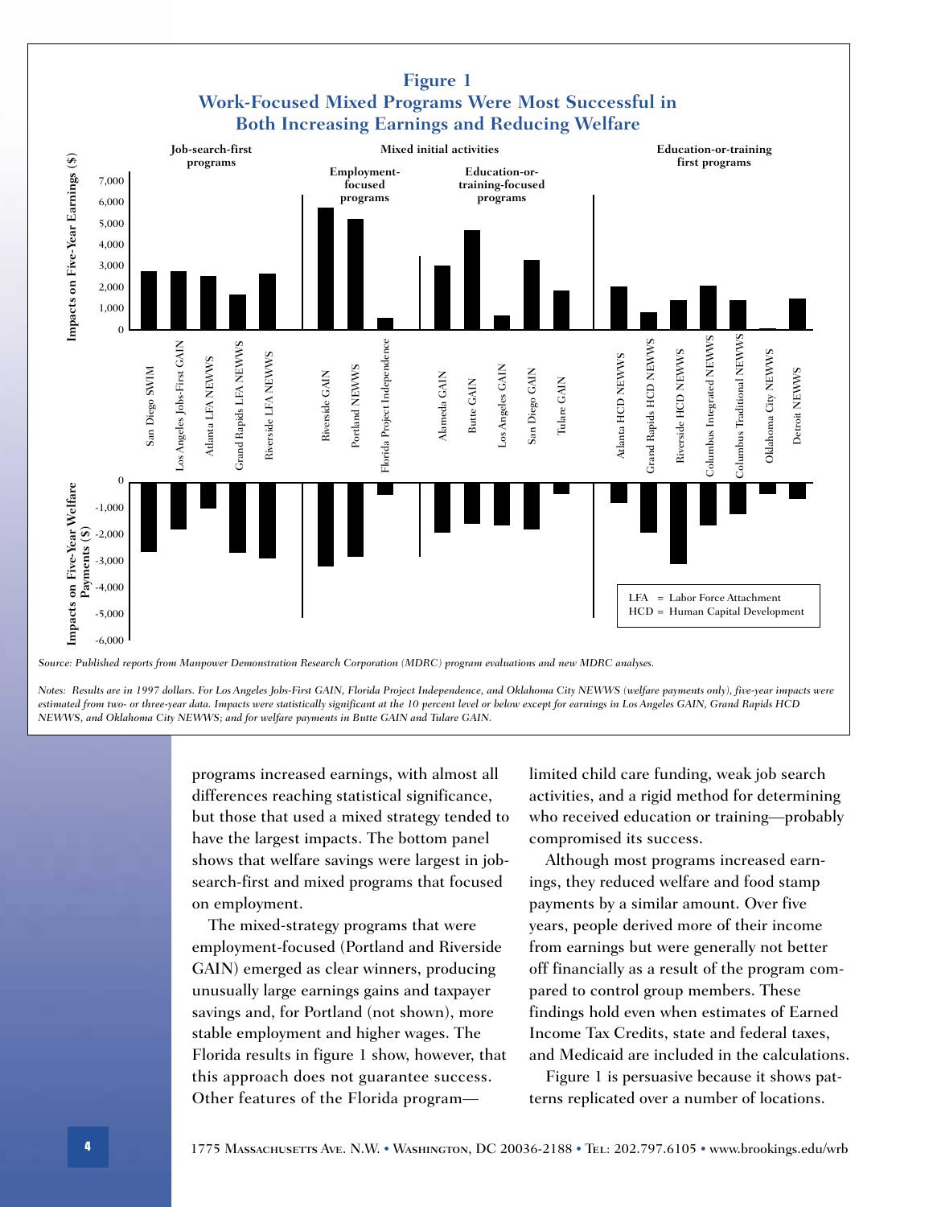## Figure 1
### Work-Focused Mixed Programs Were Most Successful in Both Increasing Earnings and Reducing Welfare

Source: Published reports from Manpower Demonstration Research Corporation (MDRC) program evaluations and new MDRC analyses.

Notes: Results are in 1997 dollars. For Los Angeles Jobs-First GAIN, Florida Project Independence, and Oklahoma City NEWWS (welfare payments only), five-year impacts were estimated from two- or three-year data. Impacts were statistically significant at the 10 percent level or below except for earnings in Los Angeles GAIN, Grand Rapids HCD NEWWS, and Oklahoma City NEWWS; and for welfare payments in Butte GAIN and Tulare GAIN.

LFA = Labor Force Attachment
HCD = Human Capital Development

programs increased earnings, with almost all differences reaching statistical significance, but those that used a mixed strategy tended to have the largest impacts. The bottom panel shows that welfare savings were largest in job-search-first and mixed programs that focused on employment.

The mixed-strategy programs that were employment-focused (Portland and Riverside GAIN) emerged as clear winners, producing unusually large earnings gains and taxpayer savings and, for Portland (not shown), more stable employment and higher wages. The Florida results in figure 1 show, however, that this approach does not guarantee success. Other features of the Florida program—limited child care funding, weak job search activities, and a rigid method for determining who received education or training—probably compromised its success.

Although most programs increased earnings, they reduced welfare and food stamp payments by a similar amount. Over five years, people derived more of their income from earnings but were generally not better off financially as a result of the program compared to control group members. These findings hold even when estimates of Earned Income Tax Credits, state and federal taxes, and Medicaid are included in the calculations.

Figure 1 is persuasive because it shows patterns replicated over a number of locations.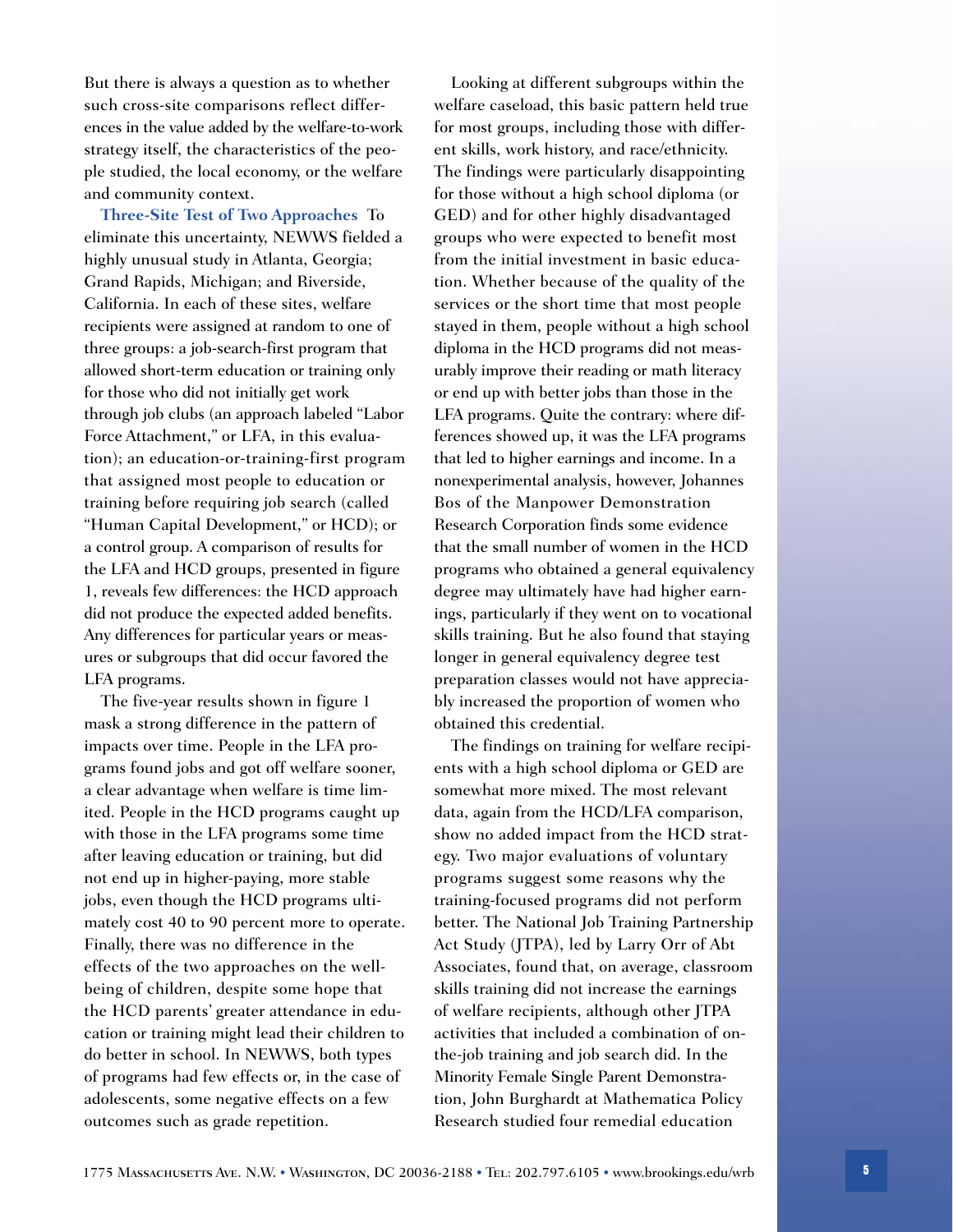But there is always a question as to whether such cross-site comparisons reflect differences in the value added by the welfare-to-work strategy itself, the characteristics of the people studied, the local economy, or the welfare and community context.

**Three-Site Test of Two Approaches** To eliminate this uncertainty, NEWWS fielded a highly unusual study in Atlanta, Georgia; Grand Rapids, Michigan; and Riverside, California. In each of these sites, welfare recipients were assigned at random to one of three groups: a job-search-first program that allowed short-term education or training only for those who did not initially get work through job clubs (an approach labeled "Labor Force Attachment," or LFA, in this evaluation); an education-or-training-first program that assigned most people to education or training before requiring job search (called "Human Capital Development," or HCD); or a control group. A comparison of results for the LFA and HCD groups, presented in figure 1, reveals few differences: the HCD approach did not produce the expected added benefits. Any differences for particular years or measures or subgroups that did occur favored the LFA programs.

The five-year results shown in figure 1 mask a strong difference in the pattern of impacts over time. People in the LFA programs found jobs and got off welfare sooner, a clear advantage when welfare is time limited. People in the HCD programs caught up with those in the LFA programs some time after leaving education or training, but did not end up in higher-paying, more stable jobs, even though the HCD programs ultimately cost 40 to 90 percent more to operate. Finally, there was no difference in the effects of the two approaches on the well-being of children, despite some hope that the HCD parents' greater attendance in education or training might lead their children to do better in school. In NEWWS, both types of programs had few effects or, in the case of adolescents, some negative effects on a few outcomes such as grade repetition.

Looking at different subgroups within the welfare caseload, this basic pattern held true for most groups, including those with different skills, work history, and race/ethnicity. The findings were particularly disappointing for those without a high school diploma (or GED) and for other highly disadvantaged groups who were expected to benefit most from the initial investment in basic education. Whether because of the quality of the services or the short time that most people stayed in them, people without a high school diploma in the HCD programs did not measurably improve their reading or math literacy or end up with better jobs than those in the LFA programs. Quite the contrary: where differences showed up, it was the LFA programs that led to higher earnings and income. In a nonexperimental analysis, however, Johannes Bos of the Manpower Demonstration Research Corporation finds some evidence that the small number of women in the HCD programs who obtained a general equivalency degree may ultimately have had higher earnings, particularly if they went on to vocational skills training. But he also found that staying longer in general equivalency degree test preparation classes would not have appreciably increased the proportion of women who obtained this credential.

The findings on training for welfare recipients with a high school diploma or GED are somewhat more mixed. The most relevant data, again from the HCD/LFA comparison, show no added impact from the HCD strategy. Two major evaluations of voluntary programs suggest some reasons why the training-focused programs did not perform better. The National Job Training Partnership Act Study (JTPA), led by Larry Orr of Abt Associates, found that, on average, classroom skills training did not increase the earnings of welfare recipients, although other JTPA activities that included a combination of on-the-job training and job search did. In the Minority Female Single Parent Demonstration, John Burghardt at Mathematica Policy Research studied four remedial education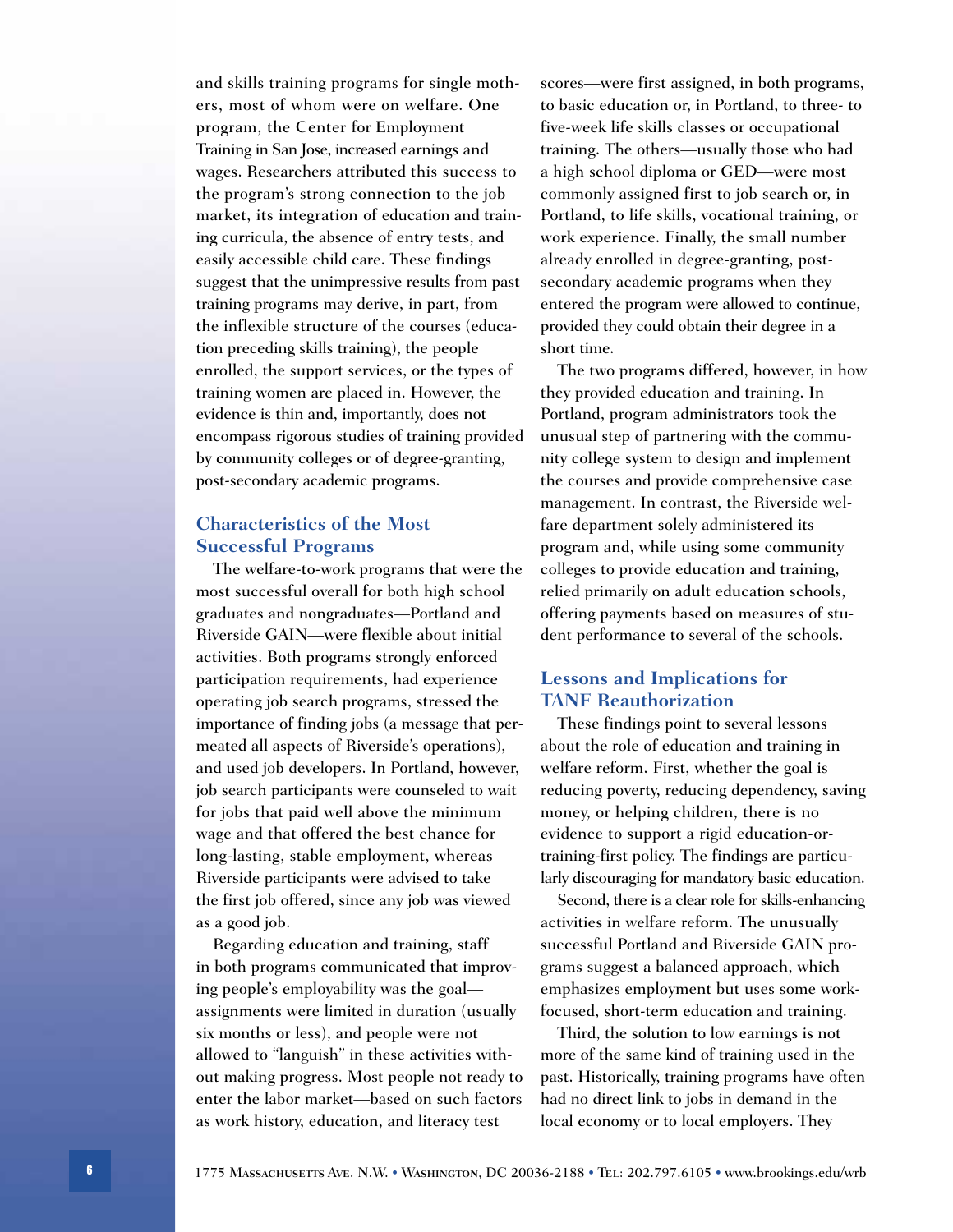and skills training programs for single mothers, most of whom were on welfare. One program, the Center for Employment Training in San Jose, increased earnings and wages. Researchers attributed this success to the program's strong connection to the job market, its integration of education and training curricula, the absence of entry tests, and easily accessible child care. These findings suggest that the unimpressive results from past training programs may derive, in part, from the inflexible structure of the courses (education preceding skills training), the people enrolled, the support services, or the types of training women are placed in. However, the evidence is thin and, importantly, does not encompass rigorous studies of training provided by community colleges or of degree-granting, post-secondary academic programs.

## Characteristics of the Most Successful Programs

The welfare-to-work programs that were the most successful overall for both high school graduates and nongraduates—Portland and Riverside GAIN—were flexible about initial activities. Both programs strongly enforced participation requirements, had experience operating job search programs, stressed the importance of finding jobs (a message that permeated all aspects of Riverside's operations), and used job developers. In Portland, however, job search participants were counseled to wait for jobs that paid well above the minimum wage and that offered the best chance for long-lasting, stable employment, whereas Riverside participants were advised to take the first job offered, since any job was viewed as a good job.

Regarding education and training, staff in both programs communicated that improving people's employability was the goal—assignments were limited in duration (usually six months or less), and people were not allowed to "languish" in these activities without making progress. Most people not ready to enter the labor market—based on such factors as work history, education, and literacy test scores—were first assigned, in both programs, to basic education or, in Portland, to three- to five-week life skills classes or occupational training. The others—usually those who had a high school diploma or GED—were most commonly assigned first to job search or, in Portland, to life skills, vocational training, or work experience. Finally, the small number already enrolled in degree-granting, post-secondary academic programs when they entered the program were allowed to continue, provided they could obtain their degree in a short time.

The two programs differed, however, in how they provided education and training. In Portland, program administrators took the unusual step of partnering with the community college system to design and implement the courses and provide comprehensive case management. In contrast, the Riverside welfare department solely administered its program and, while using some community colleges to provide education and training, relied primarily on adult education schools, offering payments based on measures of student performance to several of the schools.

## Lessons and Implications for TANF Reauthorization

These findings point to several lessons about the role of education and training in welfare reform. First, whether the goal is reducing poverty, reducing dependency, saving money, or helping children, there is no evidence to support a rigid education-or-training-first policy. The findings are particularly discouraging for mandatory basic education.

Second, there is a clear role for skills-enhancing activities in welfare reform. The unusually successful Portland and Riverside GAIN programs suggest a balanced approach, which emphasizes employment but uses some work-focused, short-term education and training.

Third, the solution to low earnings is not more of the same kind of training used in the past. Historically, training programs have often had no direct link to jobs in demand in the local economy or to local employers. They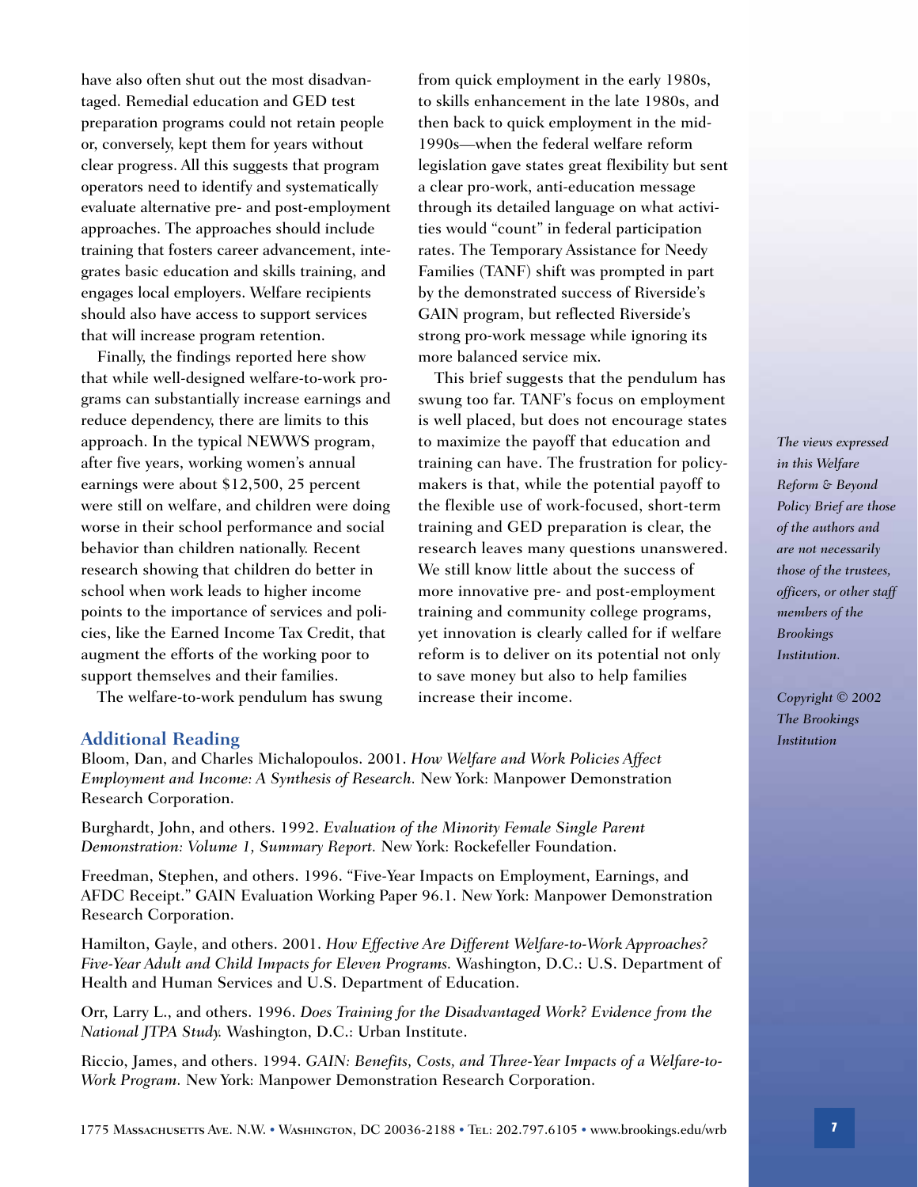have also often shut out the most disadvantaged. Remedial education and GED test preparation programs could not retain people or, conversely, kept them for years without clear progress. All this suggests that program operators need to identify and systematically evaluate alternative pre- and post-employment approaches. The approaches should include training that fosters career advancement, integrates basic education and skills training, and engages local employers. Welfare recipients should also have access to support services that will increase program retention.

Finally, the findings reported here show that while well-designed welfare-to-work programs can substantially increase earnings and reduce dependency, there are limits to this approach. In the typical NEWWS program, after five years, working women's annual earnings were about $12,500, 25 percent were still on welfare, and children were doing worse in their school performance and social behavior than children nationally. Recent research showing that children do better in school when work leads to higher income points to the importance of services and policies, like the Earned Income Tax Credit, that augment the efforts of the working poor to support themselves and their families.

The welfare-to-work pendulum has swung from quick employment in the early 1980s, to skills enhancement in the late 1980s, and then back to quick employment in the mid-1990s—when the federal welfare reform legislation gave states great flexibility but sent a clear pro-work, anti-education message through its detailed language on what activities would "count" in federal participation rates. The Temporary Assistance for Needy Families (TANF) shift was prompted in part by the demonstrated success of Riverside's GAIN program, but reflected Riverside's strong pro-work message while ignoring its more balanced service mix.

This brief suggests that the pendulum has swung too far. TANF's focus on employment is well placed, but does not encourage states to maximize the payoff that education and training can have. The frustration for policymakers is that, while the potential payoff to the flexible use of work-focused, short-term training and GED preparation is clear, the research leaves many questions unanswered. We still know little about the success of more innovative pre- and post-employment training and community college programs, yet innovation is clearly called for if welfare reform is to deliver on its potential not only to save money but also to help families increase their income.

*The views expressed in this Welfare Reform & Beyond Policy Brief are those of the authors and are not necessarily those of the trustees, officers, or other staff members of the Brookings Institution.*

*Copyright © 2002 The Brookings Institution*

## Additional Reading

Bloom, Dan, and Charles Michalopoulos. 2001. *How Welfare and Work Policies Affect Employment and Income: A Synthesis of Research.* New York: Manpower Demonstration Research Corporation.

Burghardt, John, and others. 1992. *Evaluation of the Minority Female Single Parent Demonstration: Volume 1, Summary Report.* New York: Rockefeller Foundation.

Freedman, Stephen, and others. 1996. "Five-Year Impacts on Employment, Earnings, and AFDC Receipt." GAIN Evaluation Working Paper 96.1. New York: Manpower Demonstration Research Corporation.

Hamilton, Gayle, and others. 2001. *How Effective Are Different Welfare-to-Work Approaches? Five-Year Adult and Child Impacts for Eleven Programs.* Washington, D.C.: U.S. Department of Health and Human Services and U.S. Department of Education.

Orr, Larry L., and others. 1996. *Does Training for the Disadvantaged Work? Evidence from the National JTPA Study.* Washington, D.C.: Urban Institute.

Riccio, James, and others. 1994. *GAIN: Benefits, Costs, and Three-Year Impacts of a Welfare-to-Work Program.* New York: Manpower Demonstration Research Corporation.

1775 Massachusetts Ave. N.W. • Washington, DC 20036-2188 • Tel: 202.797.6105 • www.brookings.edu/wrb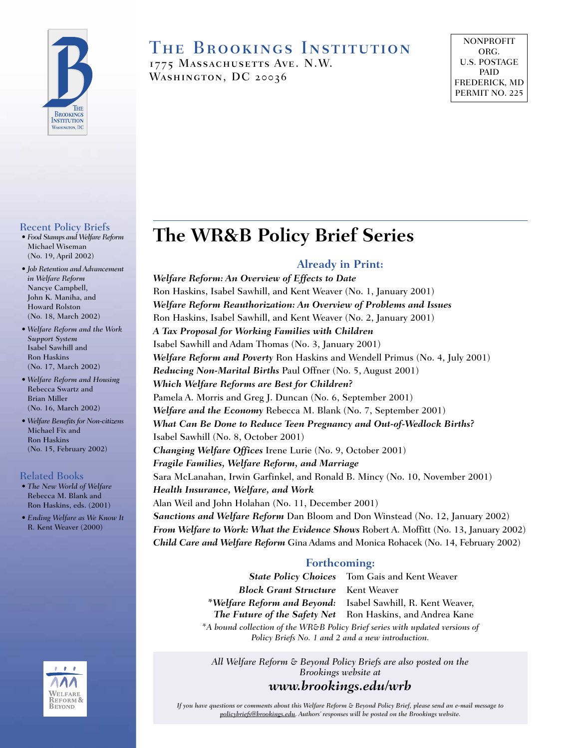The Brookings Institution
1775 Massachusetts Ave. N.W.
Washington, DC 20036

NONPROFIT
ORG.
U.S. POSTAGE
PAID
FREDERICK, MD
PERMIT NO. 225

### Recent Policy Briefs

- *Food Stamps and Welfare Reform*
  Michael Wiseman
  (No. 19, April 2002)
- *Job Retention and Advancement in Welfare Reform*
  Nancye Campbell, John K. Maniha, and Howard Rolston
  (No. 18, March 2002)
- *Welfare Reform and the Work Support System*
  Isabel Sawhill and Ron Haskins
  (No. 17, March 2002)
- *Welfare Reform and Housing*
  Rebecca Swartz and Brian Miller
  (No. 16, March 2002)
- *Welfare Benefits for Non-citizens*
  Michael Fix and Ron Haskins
  (No. 15, February 2002)

### Related Books

- *The New World of Welfare*
  Rebecca M. Blank and Ron Haskins, eds. (2001)
- *Ending Welfare as We Know It*
  R. Kent Weaver (2000)

# The WR&B Policy Brief Series

## Already in Print:

***Welfare Reform: An Overview of Effects to Date***
Ron Haskins, Isabel Sawhill, and Kent Weaver (No. 1, January 2001)
***Welfare Reform Reauthorization: An Overview of Problems and Issues***
Ron Haskins, Isabel Sawhill, and Kent Weaver (No. 2, January 2001)
***A Tax Proposal for Working Families with Children***
Isabel Sawhill and Adam Thomas (No. 3, January 2001)
***Welfare Reform and Poverty*** Ron Haskins and Wendell Primus (No. 4, July 2001)
***Reducing Non-Marital Births*** Paul Offner (No. 5, August 2001)
***Which Welfare Reforms are Best for Children?***
Pamela A. Morris and Greg J. Duncan (No. 6, September 2001)
***Welfare and the Economy*** Rebecca M. Blank (No. 7, September 2001)
***What Can Be Done to Reduce Teen Pregnancy and Out-of-Wedlock Births?***
Isabel Sawhill (No. 8, October 2001)
***Changing Welfare Offices*** Irene Lurie (No. 9, October 2001)
***Fragile Families, Welfare Reform, and Marriage***
Sara McLanahan, Irwin Garfinkel, and Ronald B. Mincy (No. 10, November 2001)
***Health Insurance, Welfare, and Work***
Alan Weil and John Holahan (No. 11, December 2001)
***Sanctions and Welfare Reform*** Dan Bloom and Don Winstead (No. 12, January 2002)
***From Welfare to Work: What the Evidence Shows*** Robert A. Moffitt (No. 13, January 2002)
***Child Care and Welfare Reform*** Gina Adams and Monica Rohacek (No. 14, February 2002)

## Forthcoming:

***State Policy Choices*** Tom Gais and Kent Weaver
***Block Grant Structure*** Kent Weaver
****Welfare Reform and Beyond: The Future of the Safety Net*** Isabel Sawhill, R. Kent Weaver, Ron Haskins, and Andrea Kane

*\*A bound collection of the WR&B Policy Brief series with updated versions of Policy Briefs No. 1 and 2 and a new introduction.*

*All Welfare Reform & Beyond Policy Briefs are also posted on the Brookings website at*
***www.brookings.edu/wrb***

*If you have questions or comments about this Welfare Reform & Beyond Policy Brief, please send an e-mail message to policybriefs@brookings.edu. Authors' responses will be posted on the Brookings website.*

Welfare Reform & Beyond